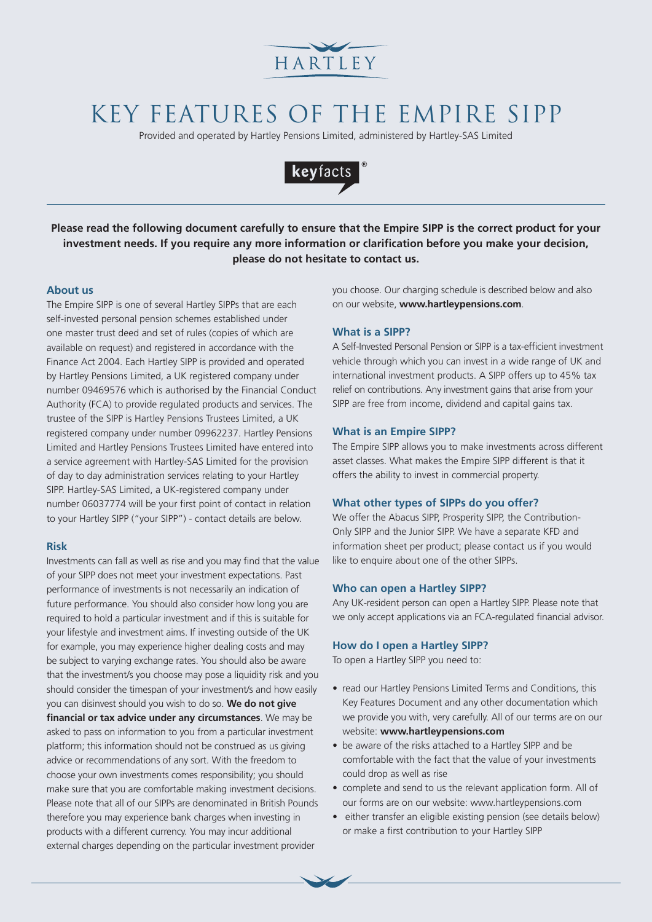HARTLEY

# KEY FEATURES OF THE EMPIRE SIPP

Provided and operated by Hartley Pensions Limited, administered by Hartley-SAS Limited

keyfacts®

**Please read the following document carefully to ensure that the Empire SIPP is the correct product for your investment needs. If you require any more information or clarification before you make your decision, please do not hesitate to contact us.**

## About us

The Empire SIPP is one of several Hartley SIPPs that are each self-invested personal pension schemes established under one master trust deed and set of rules (copies of which are available on request) and registered in accordance with the Finance Act 2004. Each Hartley SIPP is provided and operated by Hartley Pensions Limited, a UK registered company under number 09469576 which is authorised by the Financial Conduct Authority (FCA) to provide regulated products and services. The trustee of the SIPP is Hartley Pensions Trustees Limited, a UK registered company under number 09962237. Hartley Pensions Limited and Hartley Pensions Trustees Limited have entered into a service agreement with Hartley-SAS Limited for the provision of day to day administration services relating to your Hartley SIPP. Hartley-SAS Limited, a UK-registered company under number 06037774 will be your first point of contact in relation to your Hartley SIPP ("your SIPP") - contact details are below.

## Risk

Investments can fall as well as rise and you may find that the value of your SIPP does not meet your investment expectations. Past performance of investments is not necessarily an indication of future performance. You should also consider how long you are required to hold a particular investment and if this is suitable for your lifestyle and investment aims. If investing outside of the UK for example, you may experience higher dealing costs and may be subject to varying exchange rates. You should also be aware that the investment/s you choose may pose a liquidity risk and you should consider the timespan of your investment/s and how easily you can disinvest should you wish to do so. **We do not give financial or tax advice under any circumstances**. We may be asked to pass on information to you from a particular investment platform; this information should not be construed as us giving advice or recommendations of any sort. With the freedom to choose your own investments comes responsibility; you should make sure that you are comfortable making investment decisions. Please note that all of our SIPPs are denominated in British Pounds therefore you may experience bank charges when investing in products with a different currency. You may incur additional external charges depending on the particular investment provider you choose. Our charging schedule is described below and also on our website, **www.hartleypensions.com**.

## What is a SIPP?

A Self-Invested Personal Pension or SIPP is a tax-efficient investment vehicle through which you can invest in a wide range of UK and international investment products. A SIPP offers up to 45% tax relief on contributions. Any investment gains that arise from your SIPP are free from income, dividend and capital gains tax.

## What is an Empire SIPP?

The Empire SIPP allows you to make investments across different asset classes. What makes the Empire SIPP different is that it offers the ability to invest in commercial property.

## What other types of SIPPs do you offer?

We offer the Abacus SIPP, Prosperity SIPP, the Contribution-Only SIPP and the Junior SIPP. We have a separate KFD and information sheet per product; please contact us if you would like to enquire about one of the other SIPPs.

## Who can open a Hartley SIPP?

Any UK-resident person can open a Hartley SIPP. Please note that we only accept applications via an FCA-regulated financial advisor.

## How do I open a Hartley SIPP?

To open a Hartley SIPP you need to:

- read our Hartley Pensions Limited Terms and Conditions, this Key Features Document and any other documentation which we provide you with, very carefully. All of our terms are on our website: **www.hartleypensions.com**
- be aware of the risks attached to a Hartley SIPP and be comfortable with the fact that the value of your investments could drop as well as rise
- complete and send to us the relevant application form. All of our forms are on our website: www.hartleypensions.com
- either transfer an eligible existing pension (see details below) or make a first contribution to your Hartley SIPP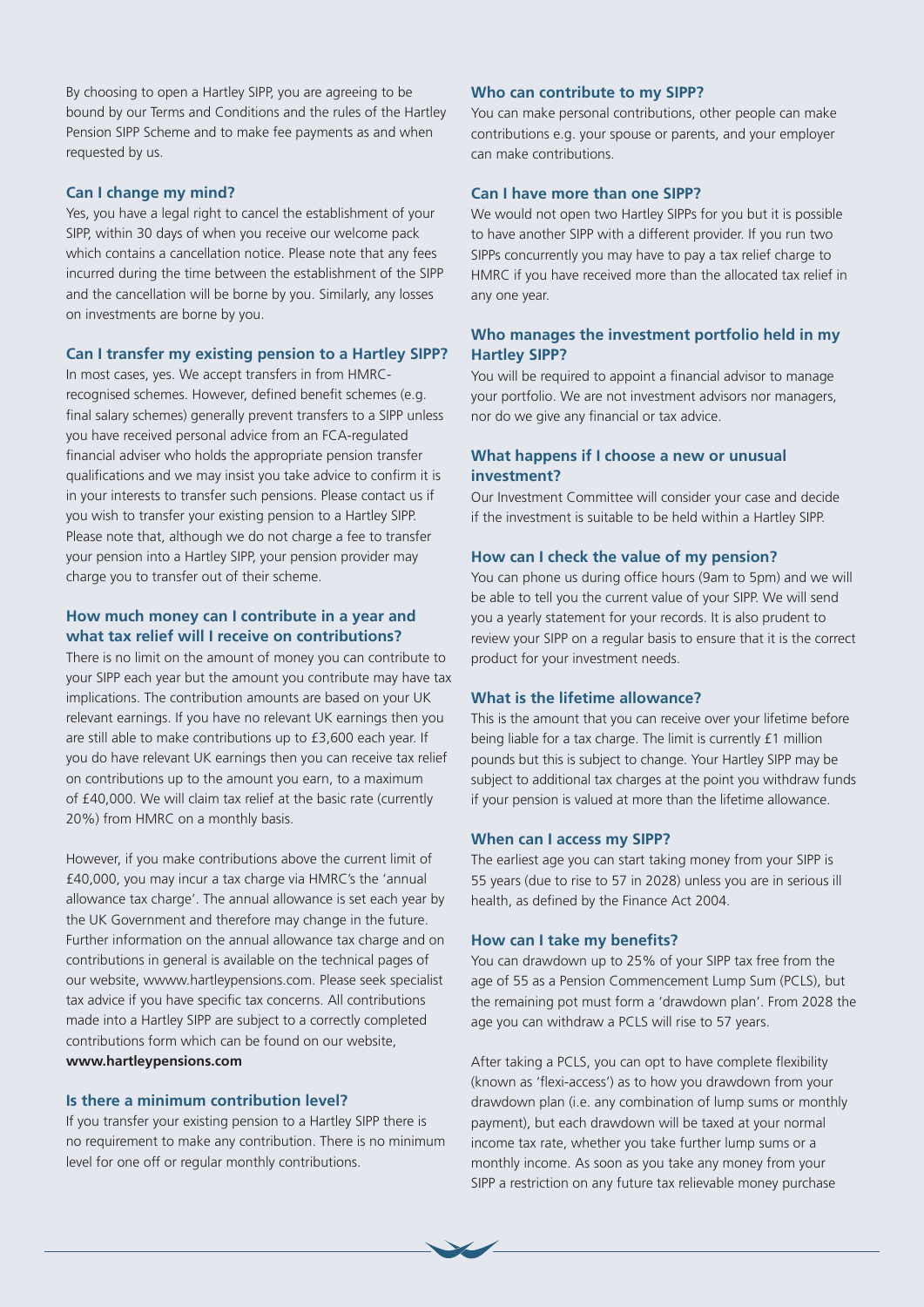By choosing to open a Hartley SIPP, you are agreeing to be bound by our Terms and Conditions and the rules of the Hartley Pension SIPP Scheme and to make fee payments as and when requested by us.

### Can I change my mind?

Yes, you have a legal right to cancel the establishment of your SIPP, within 30 days of when you receive our welcome pack which contains a cancellation notice. Please note that any fees incurred during the time between the establishment of the SIPP and the cancellation will be borne by you. Similarly, any losses on investments are borne by you.

### Can I transfer my existing pension to a Hartley SIPP?

In most cases, yes. We accept transfers in from HMRC-recognised schemes. However, defined benefit schemes (e.g. final salary schemes) generally prevent transfers to a SIPP unless you have received personal advice from an FCA-regulated financial adviser who holds the appropriate pension transfer qualifications and we may insist you take advice to confirm it is in your interests to transfer such pensions. Please contact us if you wish to transfer your existing pension to a Hartley SIPP. Please note that, although we do not charge a fee to transfer your pension into a Hartley SIPP, your pension provider may charge you to transfer out of their scheme.

### How much money can I contribute in a year and what tax relief will I receive on contributions?

There is no limit on the amount of money you can contribute to your SIPP each year but the amount you contribute may have tax implications. The contribution amounts are based on your UK relevant earnings. If you have no relevant UK earnings then you are still able to make contributions up to £3,600 each year. If you do have relevant UK earnings then you can receive tax relief on contributions up to the amount you earn, to a maximum of £40,000. We will claim tax relief at the basic rate (currently 20%) from HMRC on a monthly basis.

However, if you make contributions above the current limit of £40,000, you may incur a tax charge via HMRC's the 'annual allowance tax charge'. The annual allowance is set each year by the UK Government and therefore may change in the future. Further information on the annual allowance tax charge and on contributions in general is available on the technical pages of our website, wwww.hartleypensions.com. Please seek specialist tax advice if you have specific tax concerns. All contributions made into a Hartley SIPP are subject to a correctly completed contributions form which can be found on our website, **www.hartleypensions.com**

### Is there a minimum contribution level?

If you transfer your existing pension to a Hartley SIPP there is no requirement to make any contribution. There is no minimum level for one off or regular monthly contributions.

### Who can contribute to my SIPP?

You can make personal contributions, other people can make contributions e.g. your spouse or parents, and your employer can make contributions.

### Can I have more than one SIPP?

We would not open two Hartley SIPPs for you but it is possible to have another SIPP with a different provider. If you run two SIPPs concurrently you may have to pay a tax relief charge to HMRC if you have received more than the allocated tax relief in any one year.

### Who manages the investment portfolio held in my Hartley SIPP?

You will be required to appoint a financial advisor to manage your portfolio. We are not investment advisors nor managers, nor do we give any financial or tax advice.

### What happens if I choose a new or unusual investment?

Our Investment Committee will consider your case and decide if the investment is suitable to be held within a Hartley SIPP.

### How can I check the value of my pension?

You can phone us during office hours (9am to 5pm) and we will be able to tell you the current value of your SIPP. We will send you a yearly statement for your records. It is also prudent to review your SIPP on a regular basis to ensure that it is the correct product for your investment needs.

### What is the lifetime allowance?

This is the amount that you can receive over your lifetime before being liable for a tax charge. The limit is currently £1 million pounds but this is subject to change. Your Hartley SIPP may be subject to additional tax charges at the point you withdraw funds if your pension is valued at more than the lifetime allowance.

### When can I access my SIPP?

The earliest age you can start taking money from your SIPP is 55 years (due to rise to 57 in 2028) unless you are in serious ill health, as defined by the Finance Act 2004.

### How can I take my benefits?

You can drawdown up to 25% of your SIPP tax free from the age of 55 as a Pension Commencement Lump Sum (PCLS), but the remaining pot must form a 'drawdown plan'. From 2028 the age you can withdraw a PCLS will rise to 57 years.

After taking a PCLS, you can opt to have complete flexibility (known as 'flexi-access') as to how you drawdown from your drawdown plan (i.e. any combination of lump sums or monthly payment), but each drawdown will be taxed at your normal income tax rate, whether you take further lump sums or a monthly income. As soon as you take any money from your SIPP a restriction on any future tax relievable money purchase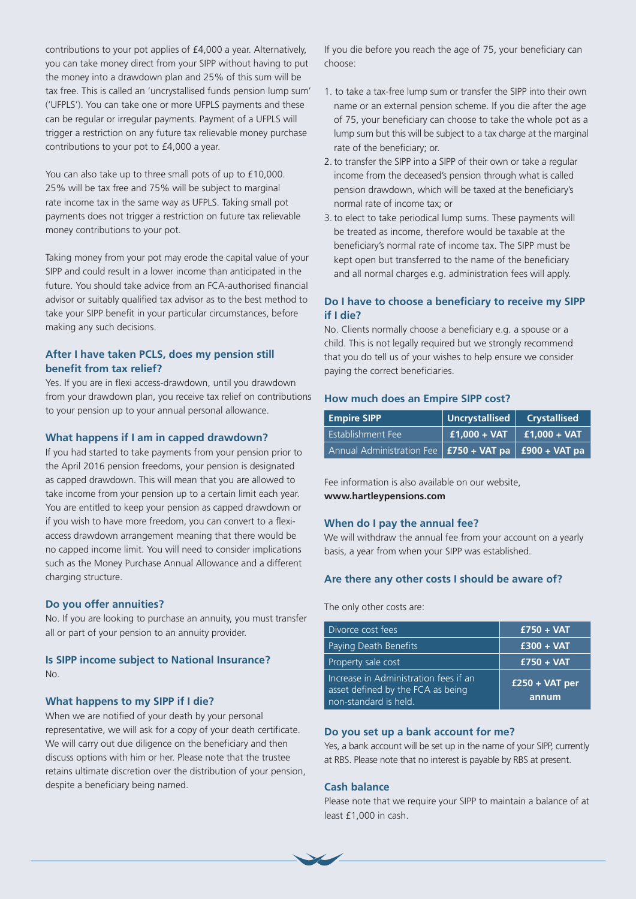contributions to your pot applies of £4,000 a year. Alternatively, you can take money direct from your SIPP without having to put the money into a drawdown plan and 25% of this sum will be tax free. This is called an 'uncrystallised funds pension lump sum' ('UFPLS'). You can take one or more UFPLS payments and these can be regular or irregular payments. Payment of a UFPLS will trigger a restriction on any future tax relievable money purchase contributions to your pot to £4,000 a year.

You can also take up to three small pots of up to £10,000. 25% will be tax free and 75% will be subject to marginal rate income tax in the same way as UFPLS. Taking small pot payments does not trigger a restriction on future tax relievable money contributions to your pot.

Taking money from your pot may erode the capital value of your SIPP and could result in a lower income than anticipated in the future. You should take advice from an FCA-authorised financial advisor or suitably qualified tax advisor as to the best method to take your SIPP benefit in your particular circumstances, before making any such decisions.

### After I have taken PCLS, does my pension still benefit from tax relief?

Yes. If you are in flexi access-drawdown, until you drawdown from your drawdown plan, you receive tax relief on contributions to your pension up to your annual personal allowance.

### What happens if I am in capped drawdown?

If you had started to take payments from your pension prior to the April 2016 pension freedoms, your pension is designated as capped drawdown. This will mean that you are allowed to take income from your pension up to a certain limit each year. You are entitled to keep your pension as capped drawdown or if you wish to have more freedom, you can convert to a flexi-access drawdown arrangement meaning that there would be no capped income limit. You will need to consider implications such as the Money Purchase Annual Allowance and a different charging structure.

### Do you offer annuities?

No. If you are looking to purchase an annuity, you must transfer all or part of your pension to an annuity provider.

### Is SIPP income subject to National Insurance?

No.

### What happens to my SIPP if I die?

When we are notified of your death by your personal representative, we will ask for a copy of your death certificate. We will carry out due diligence on the beneficiary and then discuss options with him or her. Please note that the trustee retains ultimate discretion over the distribution of your pension, despite a beneficiary being named.

If you die before you reach the age of 75, your beneficiary can choose:

1. to take a tax-free lump sum or transfer the SIPP into their own name or an external pension scheme. If you die after the age of 75, your beneficiary can choose to take the whole pot as a lump sum but this will be subject to a tax charge at the marginal rate of the beneficiary; or.
2. to transfer the SIPP into a SIPP of their own or take a regular income from the deceased's pension through what is called pension drawdown, which will be taxed at the beneficiary's normal rate of income tax; or
3. to elect to take periodical lump sums. These payments will be treated as income, therefore would be taxable at the beneficiary's normal rate of income tax. The SIPP must be kept open but transferred to the name of the beneficiary and all normal charges e.g. administration fees will apply.

### Do I have to choose a beneficiary to receive my SIPP if I die?

No. Clients normally choose a beneficiary e.g. a spouse or a child. This is not legally required but we strongly recommend that you do tell us of your wishes to help ensure we consider paying the correct beneficiaries.

### How much does an Empire SIPP cost?

| Empire SIPP | Uncrystallised | Crystallised |
|---|---|---|
| Establishment Fee | £1,000 + VAT | £1,000 + VAT |
| Annual Administration Fee | £750 + VAT pa | £900 + VAT pa |

Fee information is also available on our website, **www.hartleypensions.com**

### When do I pay the annual fee?

We will withdraw the annual fee from your account on a yearly basis, a year from when your SIPP was established.

### Are there any other costs I should be aware of?

The only other costs are:

| | |
|---|---|
| Divorce cost fees | £750 + VAT |
| Paying Death Benefits | £300 + VAT |
| Property sale cost | £750 + VAT |
| Increase in Administration fees if an asset defined by the FCA as being non-standard is held. | £250 + VAT per annum |

### Do you set up a bank account for me?

Yes, a bank account will be set up in the name of your SIPP, currently at RBS. Please note that no interest is payable by RBS at present.

### Cash balance

Please note that we require your SIPP to maintain a balance of at least £1,000 in cash.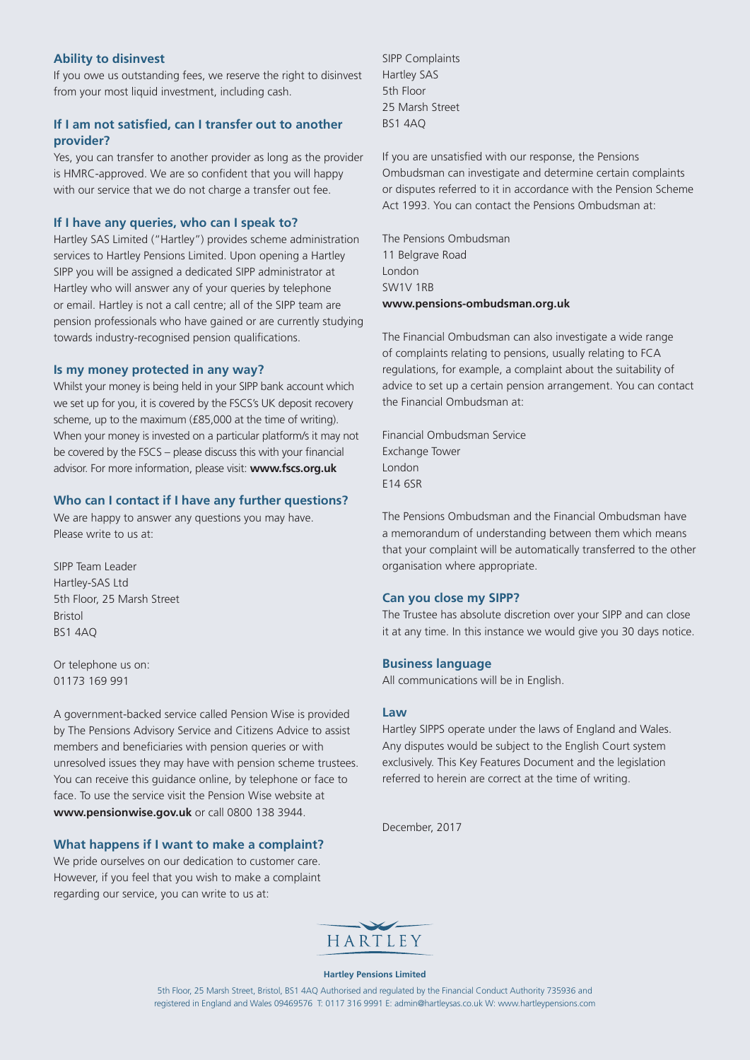## Ability to disinvest

If you owe us outstanding fees, we reserve the right to disinvest from your most liquid investment, including cash.

## If I am not satisfied, can I transfer out to another provider?

Yes, you can transfer to another provider as long as the provider is HMRC-approved. We are so confident that you will happy with our service that we do not charge a transfer out fee.

## If I have any queries, who can I speak to?

Hartley SAS Limited ("Hartley") provides scheme administration services to Hartley Pensions Limited. Upon opening a Hartley SIPP you will be assigned a dedicated SIPP administrator at Hartley who will answer any of your queries by telephone or email. Hartley is not a call centre; all of the SIPP team are pension professionals who have gained or are currently studying towards industry-recognised pension qualifications.

## Is my money protected in any way?

Whilst your money is being held in your SIPP bank account which we set up for you, it is covered by the FSCS's UK deposit recovery scheme, up to the maximum (£85,000 at the time of writing). When your money is invested on a particular platform/s it may not be covered by the FSCS – please discuss this with your financial advisor. For more information, please visit: **www.fscs.org.uk**

## Who can I contact if I have any further questions?

We are happy to answer any questions you may have. Please write to us at:

SIPP Team Leader
Hartley-SAS Ltd
5th Floor, 25 Marsh Street
Bristol
BS1 4AQ

Or telephone us on:
01173 169 991

A government-backed service called Pension Wise is provided by The Pensions Advisory Service and Citizens Advice to assist members and beneficiaries with pension queries or with unresolved issues they may have with pension scheme trustees. You can receive this guidance online, by telephone or face to face. To use the service visit the Pension Wise website at **www.pensionwise.gov.uk** or call 0800 138 3944.

## What happens if I want to make a complaint?

We pride ourselves on our dedication to customer care. However, if you feel that you wish to make a complaint regarding our service, you can write to us at:

SIPP Complaints
Hartley SAS
5th Floor
25 Marsh Street
BS1 4AQ

If you are unsatisfied with our response, the Pensions Ombudsman can investigate and determine certain complaints or disputes referred to it in accordance with the Pension Scheme Act 1993. You can contact the Pensions Ombudsman at:

The Pensions Ombudsman
11 Belgrave Road
London
SW1V 1RB
**www.pensions-ombudsman.org.uk**

The Financial Ombudsman can also investigate a wide range of complaints relating to pensions, usually relating to FCA regulations, for example, a complaint about the suitability of advice to set up a certain pension arrangement. You can contact the Financial Ombudsman at:

Financial Ombudsman Service
Exchange Tower
London
E14 6SR

The Pensions Ombudsman and the Financial Ombudsman have a memorandum of understanding between them which means that your complaint will be automatically transferred to the other organisation where appropriate.

## Can you close my SIPP?

The Trustee has absolute discretion over your SIPP and can close it at any time. In this instance we would give you 30 days notice.

## Business language

All communications will be in English.

## Law

Hartley SIPPS operate under the laws of England and Wales. Any disputes would be subject to the English Court system exclusively. This Key Features Document and the legislation referred to herein are correct at the time of writing.

December, 2017

HARTLEY

**Hartley Pensions Limited**

5th Floor, 25 Marsh Street, Bristol, BS1 4AQ Authorised and regulated by the Financial Conduct Authority 735936 and registered in England and Wales 09469576 T: 0117 316 9991 E: admin@hartleysas.co.uk W: www.hartleypensions.com